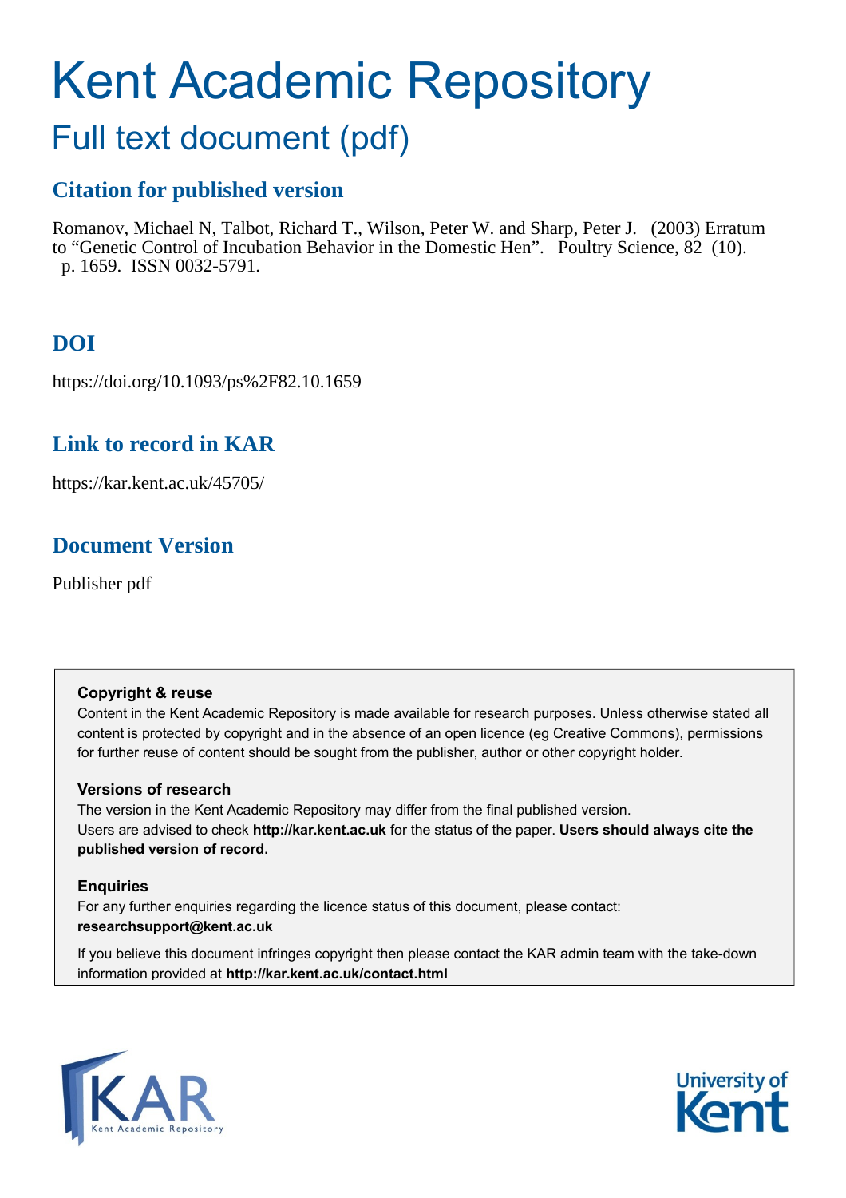# Kent Academic Repository

## Full text document (pdf)

### Citation for published version

Romanov, Michael N, Talbot, Richard T., Wilson, Peter W. and Sharp, Peter J. (2003) Erratum to "Genetic Control of Incubation Behavior in the Domestic Hen". Poultry Science, 82 (10). p. 1659. ISSN 0032-5791.

### DOI

https://doi.org/10.1093/ps%2F82.10.1659

### Link to record in KAR

https://kar.kent.ac.uk/45705/

### Document Version

Publisher pdf

**Copyright & reuse**

Content in the Kent Academic Repository is made available for research purposes. Unless otherwise stated all content is protected by copyright and in the absence of an open licence (eg Creative Commons), permissions for further reuse of content should be sought from the publisher, author or other copyright holder.

**Versions of research**

The version in the Kent Academic Repository may differ from the final published version. Users are advised to check **http://kar.kent.ac.uk** for the status of the paper. **Users should always cite the published version of record.**

**Enquiries**

For any further enquiries regarding the licence status of this document, please contact: **researchsupport@kent.ac.uk**

If you believe this document infringes copyright then please contact the KAR admin team with the take-down information provided at **http://kar.kent.ac.uk/contact.html**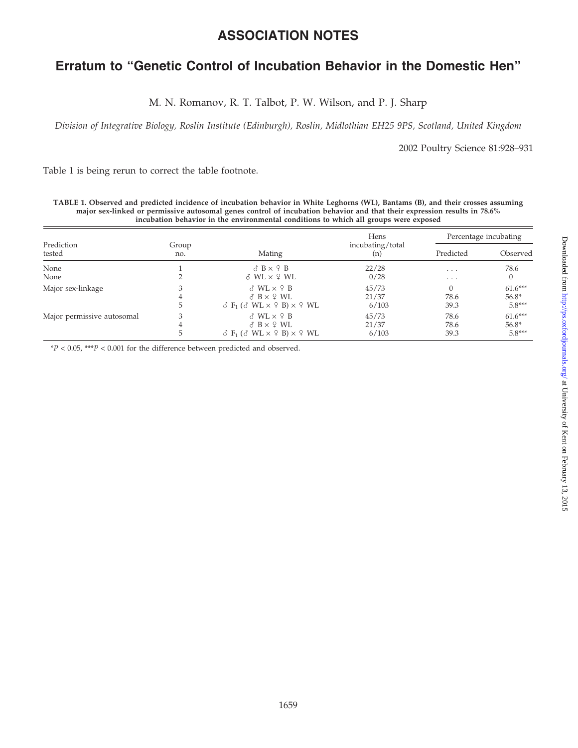## ASSOCIATION NOTES

# Erratum to "Genetic Control of Incubation Behavior in the Domestic Hen"

M. N. Romanov, R. T. Talbot, P. W. Wilson, and P. J. Sharp

*Division of Integrative Biology, Roslin Institute (Edinburgh), Roslin, Midlothian EH25 9PS, Scotland, United Kingdom*

2002 Poultry Science 81:928–931

Table 1 is being rerun to correct the table footnote.

**TABLE 1. Observed and predicted incidence of incubation behavior in White Leghorns (WL), Bantams (B), and their crosses assuming major sex-linked or permissive autosomal genes control of incubation behavior and that their expression results in 78.6% incubation behavior in the environmental conditions to which all groups were exposed**

| Prediction tested | Group no. | Mating | Hens incubating/total (n) | Percentage incubating | |
|---|---|---|---|---|---|
| | | | | Predicted | Observed |
| None | 1 | ♂ B × ♀ B | 22/28 | . . . | 78.6 |
| None | 2 | ♂ WL × ♀ WL | 0/28 | . . . | 0 |
| Major sex-linkage | 3 | ♂ WL × ♀ B | 45/73 | 0 | 61.6*** |
| | 4 | ♂ B × ♀ WL | 21/37 | 78.6 | 56.8* |
| | 5 | ♂ $F_1$ (♂ WL × ♀ B) × ♀ WL | 6/103 | 39.3 | 5.8*** |
| Major permissive autosomal | 3 | ♂ WL × ♀ B | 45/73 | 78.6 | 61.6*** |
| | 4 | ♂ B × ♀ WL | 21/37 | 78.6 | 56.8* |
| | 5 | ♂ $F_1$ (♂ WL × ♀ B) × ♀ WL | 6/103 | 39.3 | 5.8*** |

*$P < 0.05$, ***$P < 0.001$ for the difference between predicted and observed.